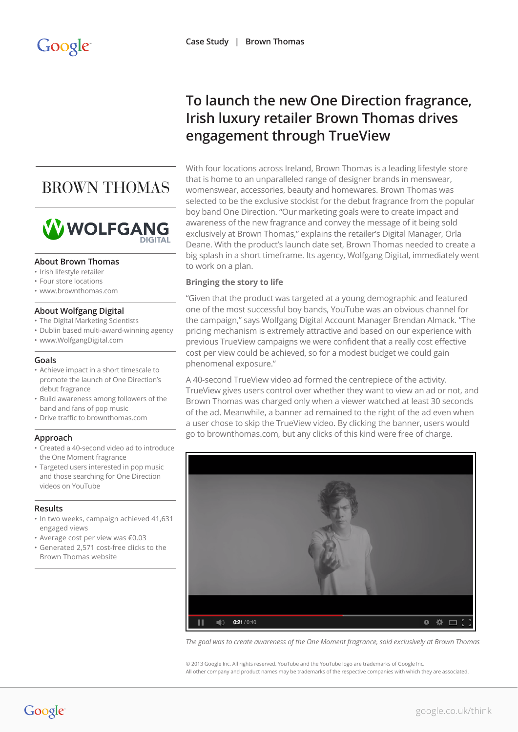Case Study | Brown Thomas

# To launch the new One Direction fragrance, Irish luxury retailer Brown Thomas drives engagement through TrueView

BROWN THOMAS

WOLFGANG DIGITAL

### About Brown Thomas

- Irish lifestyle retailer
- Four store locations
- www.brownthomas.com

### About Wolfgang Digital

- The Digital Marketing Scientists
- Dublin based multi-award-winning agency
- www.WolfgangDigital.com

### Goals

- Achieve impact in a short timescale to promote the launch of One Direction's debut fragrance
- Build awareness among followers of the band and fans of pop music
- Drive traffic to brownthomas.com

### Approach

- Created a 40-second video ad to introduce the One Moment fragrance
- Targeted users interested in pop music and those searching for One Direction videos on YouTube

### Results

- In two weeks, campaign achieved 41,631 engaged views
- Average cost per view was €0.03
- Generated 2,571 cost-free clicks to the Brown Thomas website

With four locations across Ireland, Brown Thomas is a leading lifestyle store that is home to an unparalleled range of designer brands in menswear, womenswear, accessories, beauty and homewares. Brown Thomas was selected to be the exclusive stockist for the debut fragrance from the popular boy band One Direction. "Our marketing goals were to create impact and awareness of the new fragrance and convey the message of it being sold exclusively at Brown Thomas," explains the retailer's Digital Manager, Orla Deane. With the product's launch date set, Brown Thomas needed to create a big splash in a short timeframe. Its agency, Wolfgang Digital, immediately went to work on a plan.

### Bringing the story to life

"Given that the product was targeted at a young demographic and featured one of the most successful boy bands, YouTube was an obvious channel for the campaign," says Wolfgang Digital Account Manager Brendan Almack. "The pricing mechanism is extremely attractive and based on our experience with previous TrueView campaigns we were confident that a really cost effective cost per view could be achieved, so for a modest budget we could gain phenomenal exposure."

A 40-second TrueView video ad formed the centrepiece of the activity. TrueView gives users control over whether they want to view an ad or not, and Brown Thomas was charged only when a viewer watched at least 30 seconds of the ad. Meanwhile, a banner ad remained to the right of the ad even when a user chose to skip the TrueView video. By clicking the banner, users would go to brownthomas.com, but any clicks of this kind were free of charge.

*The goal was to create awareness of the One Moment fragrance, sold exclusively at Brown Thomas*

© 2013 Google Inc. All rights reserved. YouTube and the YouTube logo are trademarks of Google Inc.
All other company and product names may be trademarks of the respective companies with which they are associated.

google.co.uk/think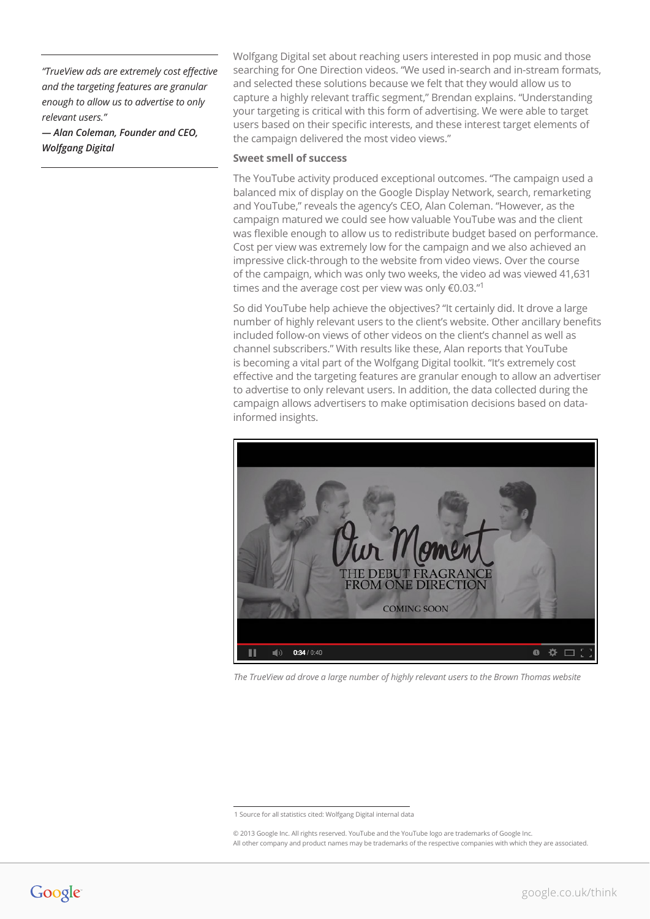*"TrueView ads are extremely cost effective and the targeting features are granular enough to allow us to advertise to only relevant users."*
***— Alan Coleman, Founder and CEO, Wolfgang Digital***

Wolfgang Digital set about reaching users interested in pop music and those searching for One Direction videos. "We used in-search and in-stream formats, and selected these solutions because we felt that they would allow us to capture a highly relevant traffic segment," Brendan explains. "Understanding your targeting is critical with this form of advertising. We were able to target users based on their specific interests, and these interest target elements of the campaign delivered the most video views."

### Sweet smell of success

The YouTube activity produced exceptional outcomes. "The campaign used a balanced mix of display on the Google Display Network, search, remarketing and YouTube," reveals the agency's CEO, Alan Coleman. "However, as the campaign matured we could see how valuable YouTube was and the client was flexible enough to allow us to redistribute budget based on performance. Cost per view was extremely low for the campaign and we also achieved an impressive click-through to the website from video views. Over the course of the campaign, which was only two weeks, the video ad was viewed 41,631 times and the average cost per view was only €0.03."[1]

So did YouTube help achieve the objectives? "It certainly did. It drove a large number of highly relevant users to the client's website. Other ancillary benefits included follow-on views of other videos on the client's channel as well as channel subscribers." With results like these, Alan reports that YouTube is becoming a vital part of the Wolfgang Digital toolkit. "It's extremely cost effective and the targeting features are granular enough to allow an advertiser to advertise to only relevant users. In addition, the data collected during the campaign allows advertisers to make optimisation decisions based on data-informed insights.

*The TrueView ad drove a large number of highly relevant users to the Brown Thomas website*

1 Source for all statistics cited: Wolfgang Digital internal data

© 2013 Google Inc. All rights reserved. YouTube and the YouTube logo are trademarks of Google Inc.
All other company and product names may be trademarks of the respective companies with which they are associated.